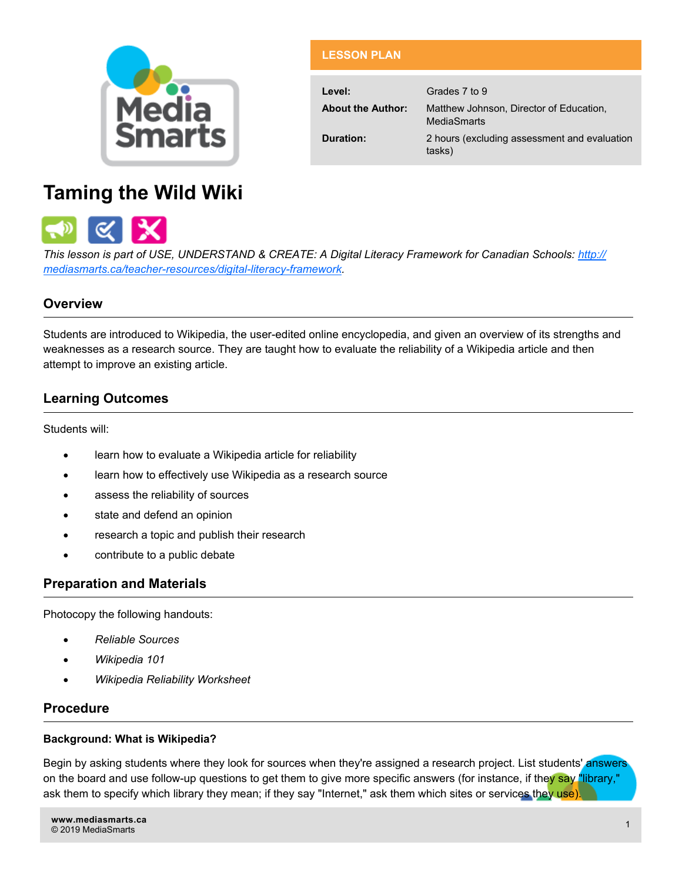**LESSON PLAN**

| | |
|---|---|
| **Level:** | Grades 7 to 9 |
| **About the Author:** | Matthew Johnson, Director of Education, MediaSmarts |
| **Duration:** | 2 hours (excluding assessment and evaluation tasks) |

# Taming the Wild Wiki

*This lesson is part of USE, UNDERSTAND & CREATE: A Digital Literacy Framework for Canadian Schools: [http://mediasmarts.ca/teacher-resources/digital-literacy-framework](http://mediasmarts.ca/teacher-resources/digital-literacy-framework).*

## Overview

Students are introduced to Wikipedia, the user-edited online encyclopedia, and given an overview of its strengths and weaknesses as a research source. They are taught how to evaluate the reliability of a Wikipedia article and then attempt to improve an existing article.

## Learning Outcomes

Students will:

- learn how to evaluate a Wikipedia article for reliability
- learn how to effectively use Wikipedia as a research source
- assess the reliability of sources
- state and defend an opinion
- research a topic and publish their research
- contribute to a public debate

## Preparation and Materials

Photocopy the following handouts:

- *Reliable Sources*
- *Wikipedia 101*
- *Wikipedia Reliability Worksheet*

## Procedure

### Background: What is Wikipedia?

Begin by asking students where they look for sources when they're assigned a research project. List students' answers on the board and use follow-up questions to get them to give more specific answers (for instance, if they say "library," ask them to specify which library they mean; if they say "Internet," ask them which sites or services they use).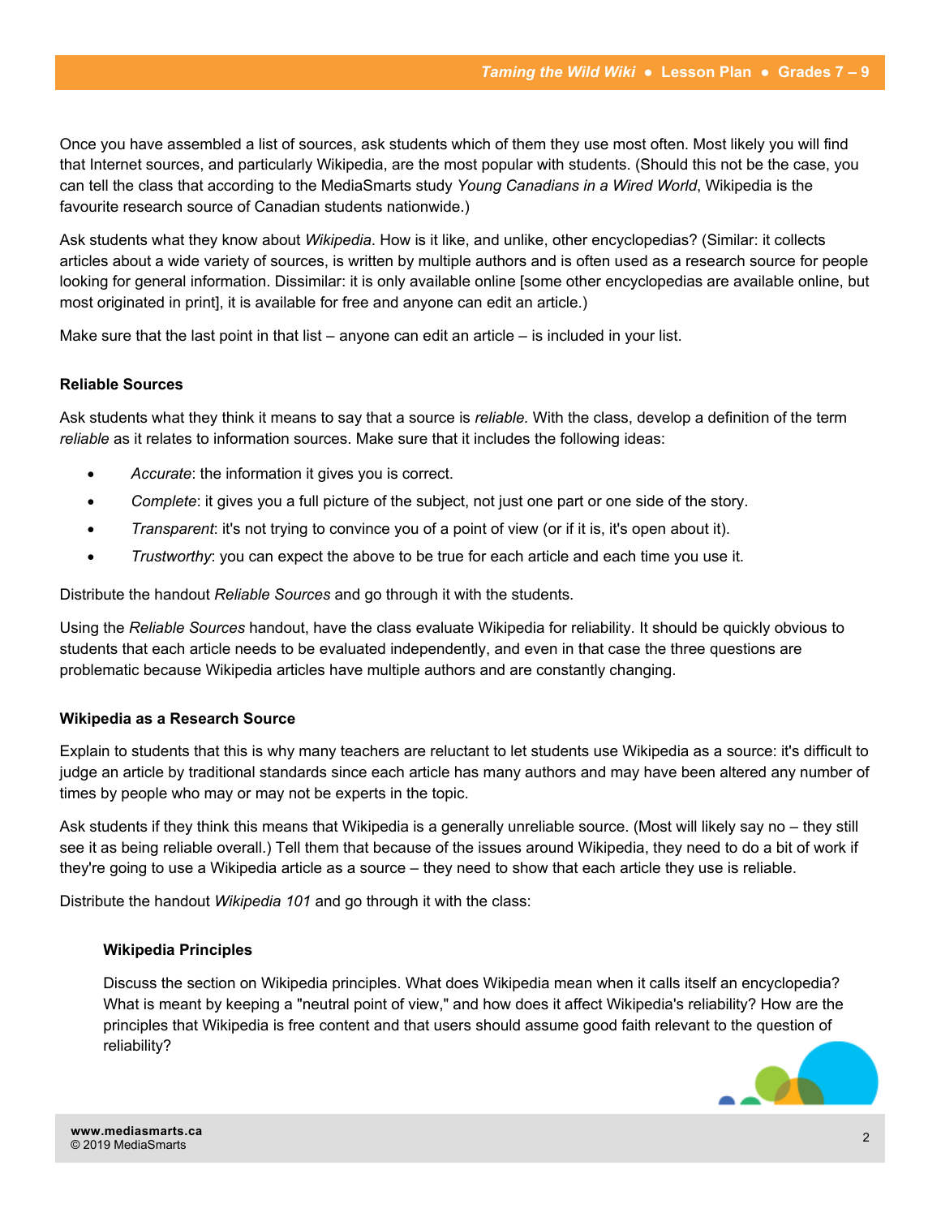Once you have assembled a list of sources, ask students which of them they use most often. Most likely you will find that Internet sources, and particularly Wikipedia, are the most popular with students. (Should this not be the case, you can tell the class that according to the MediaSmarts study *Young Canadians in a Wired World*, Wikipedia is the favourite research source of Canadian students nationwide.)

Ask students what they know about *Wikipedia*. How is it like, and unlike, other encyclopedias? (Similar: it collects articles about a wide variety of sources, is written by multiple authors and is often used as a research source for people looking for general information. Dissimilar: it is only available online [some other encyclopedias are available online, but most originated in print], it is available for free and anyone can edit an article.)

Make sure that the last point in that list – anyone can edit an article – is included in your list.

**Reliable Sources**

Ask students what they think it means to say that a source is *reliable.* With the class, develop a definition of the term *reliable* as it relates to information sources. Make sure that it includes the following ideas:

- *Accurate*: the information it gives you is correct.
- *Complete*: it gives you a full picture of the subject, not just one part or one side of the story.
- *Transparent*: it's not trying to convince you of a point of view (or if it is, it's open about it).
- *Trustworthy*: you can expect the above to be true for each article and each time you use it.

Distribute the handout *Reliable Sources* and go through it with the students.

Using the *Reliable Sources* handout, have the class evaluate Wikipedia for reliability. It should be quickly obvious to students that each article needs to be evaluated independently, and even in that case the three questions are problematic because Wikipedia articles have multiple authors and are constantly changing.

**Wikipedia as a Research Source**

Explain to students that this is why many teachers are reluctant to let students use Wikipedia as a source: it's difficult to judge an article by traditional standards since each article has many authors and may have been altered any number of times by people who may or may not be experts in the topic.

Ask students if they think this means that Wikipedia is a generally unreliable source. (Most will likely say no – they still see it as being reliable overall.) Tell them that because of the issues around Wikipedia, they need to do a bit of work if they're going to use a Wikipedia article as a source – they need to show that each article they use is reliable.

Distribute the handout *Wikipedia 101* and go through it with the class:

**Wikipedia Principles**

Discuss the section on Wikipedia principles. What does Wikipedia mean when it calls itself an encyclopedia? What is meant by keeping a "neutral point of view," and how does it affect Wikipedia's reliability? How are the principles that Wikipedia is free content and that users should assume good faith relevant to the question of reliability?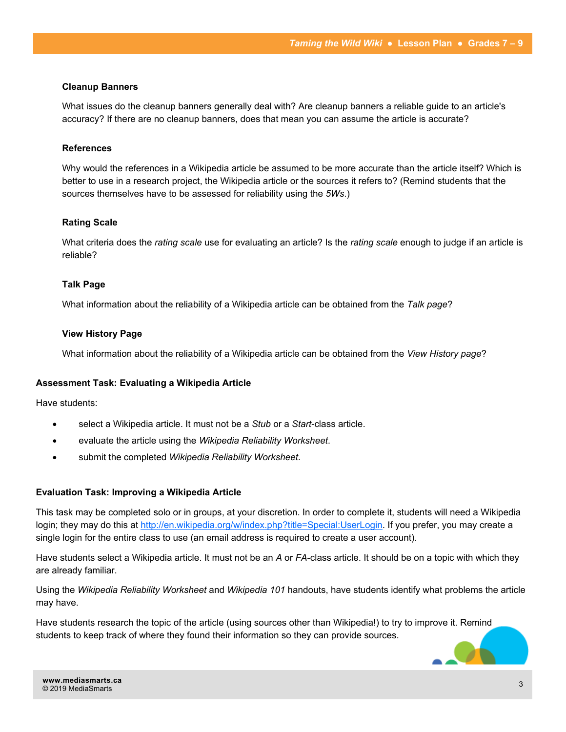#### Cleanup Banners

What issues do the cleanup banners generally deal with? Are cleanup banners a reliable guide to an article's accuracy? If there are no cleanup banners, does that mean you can assume the article is accurate?

#### References

Why would the references in a Wikipedia article be assumed to be more accurate than the article itself? Which is better to use in a research project, the Wikipedia article or the sources it refers to? (Remind students that the sources themselves have to be assessed for reliability using the *5Ws*.)

#### Rating Scale

What criteria does the *rating scale* use for evaluating an article? Is the *rating scale* enough to judge if an article is reliable?

#### Talk Page

What information about the reliability of a Wikipedia article can be obtained from the *Talk page*?

#### View History Page

What information about the reliability of a Wikipedia article can be obtained from the *View History page*?

### Assessment Task: Evaluating a Wikipedia Article

Have students:

- select a Wikipedia article. It must not be a *Stub* or a *Start*-class article.
- evaluate the article using the *Wikipedia Reliability Worksheet*.
- submit the completed *Wikipedia Reliability Worksheet*.

### Evaluation Task: Improving a Wikipedia Article

This task may be completed solo or in groups, at your discretion. In order to complete it, students will need a Wikipedia login; they may do this at http://en.wikipedia.org/w/index.php?title=Special:UserLogin. If you prefer, you may create a single login for the entire class to use (an email address is required to create a user account).

Have students select a Wikipedia article. It must not be an *A* or *FA*-class article. It should be on a topic with which they are already familiar.

Using the *Wikipedia Reliability Worksheet* and *Wikipedia 101* handouts, have students identify what problems the article may have.

Have students research the topic of the article (using sources other than Wikipedia!) to try to improve it. Remind students to keep track of where they found their information so they can provide sources.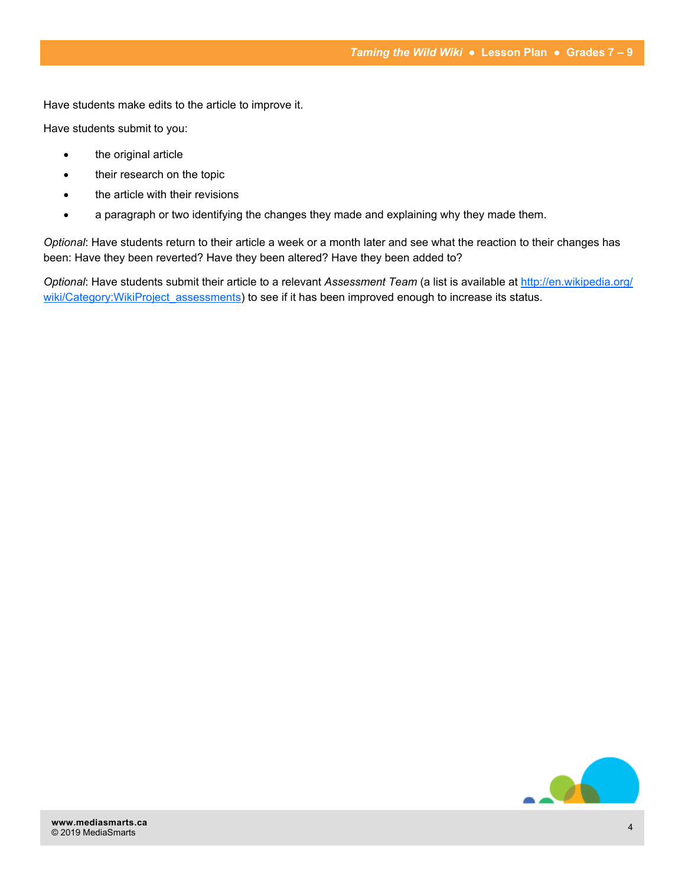Have students make edits to the article to improve it.

Have students submit to you:

- the original article
- their research on the topic
- the article with their revisions
- a paragraph or two identifying the changes they made and explaining why they made them.

*Optional*: Have students return to their article a week or a month later and see what the reaction to their changes has been: Have they been reverted? Have they been altered? Have they been added to?

*Optional*: Have students submit their article to a relevant *Assessment Team* (a list is available at [http://en.wikipedia.org/wiki/Category:WikiProject_assessments](http://en.wikipedia.org/wiki/Category:WikiProject_assessments)) to see if it has been improved enough to increase its status.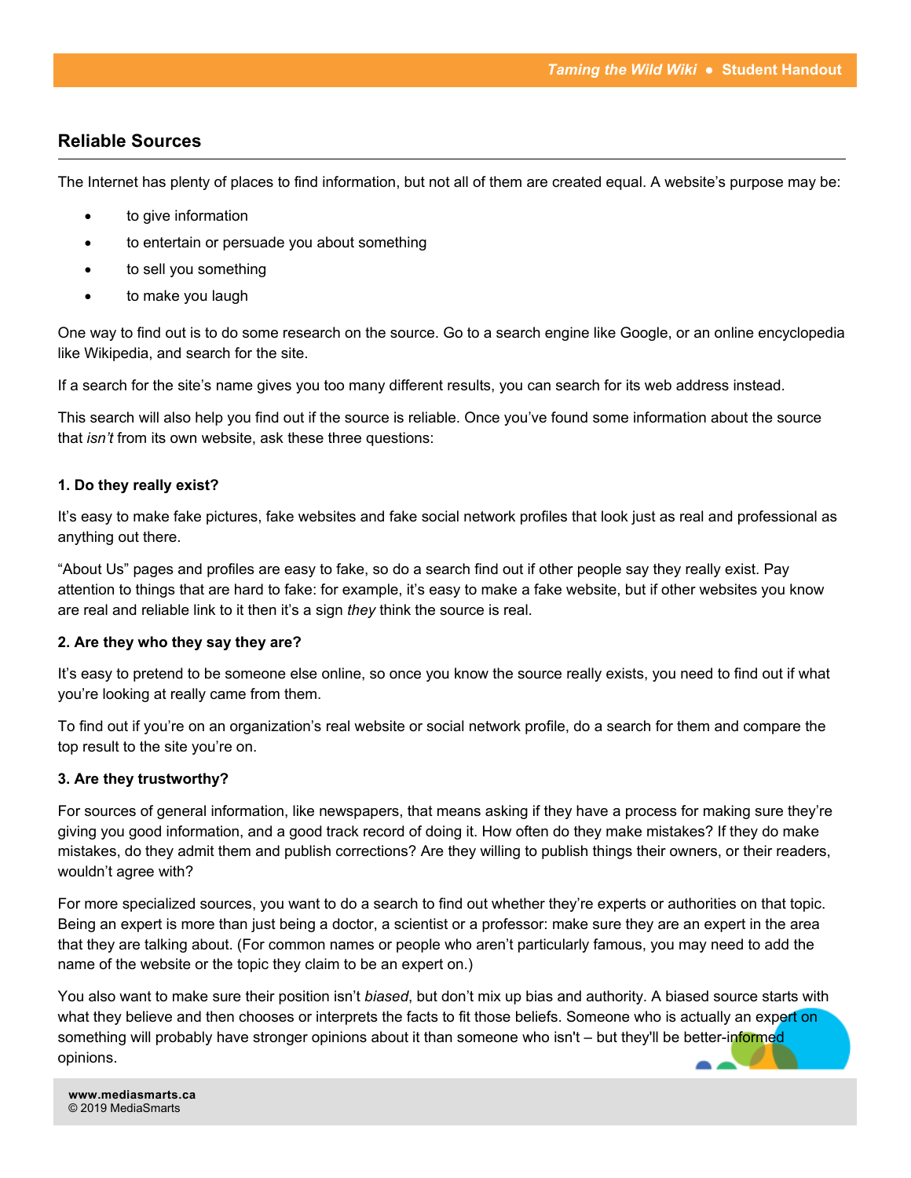## Reliable Sources

The Internet has plenty of places to find information, but not all of them are created equal. A website's purpose may be:

- to give information
- to entertain or persuade you about something
- to sell you something
- to make you laugh

One way to find out is to do some research on the source. Go to a search engine like Google, or an online encyclopedia like Wikipedia, and search for the site.

If a search for the site's name gives you too many different results, you can search for its web address instead.

This search will also help you find out if the source is reliable. Once you've found some information about the source that *isn't* from its own website, ask these three questions:

**1. Do they really exist?**

It's easy to make fake pictures, fake websites and fake social network profiles that look just as real and professional as anything out there.

"About Us" pages and profiles are easy to fake, so do a search find out if other people say they really exist. Pay attention to things that are hard to fake: for example, it's easy to make a fake website, but if other websites you know are real and reliable link to it then it's a sign *they* think the source is real.

**2. Are they who they say they are?**

It's easy to pretend to be someone else online, so once you know the source really exists, you need to find out if what you're looking at really came from them.

To find out if you're on an organization's real website or social network profile, do a search for them and compare the top result to the site you're on.

**3. Are they trustworthy?**

For sources of general information, like newspapers, that means asking if they have a process for making sure they're giving you good information, and a good track record of doing it. How often do they make mistakes? If they do make mistakes, do they admit them and publish corrections? Are they willing to publish things their owners, or their readers, wouldn't agree with?

For more specialized sources, you want to do a search to find out whether they're experts or authorities on that topic. Being an expert is more than just being a doctor, a scientist or a professor: make sure they are an expert in the area that they are talking about. (For common names or people who aren't particularly famous, you may need to add the name of the website or the topic they claim to be an expert on.)

You also want to make sure their position isn't *biased*, but don't mix up bias and authority. A biased source starts with what they believe and then chooses or interprets the facts to fit those beliefs. Someone who is actually an expert on something will probably have stronger opinions about it than someone who isn't – but they'll be better-informed opinions.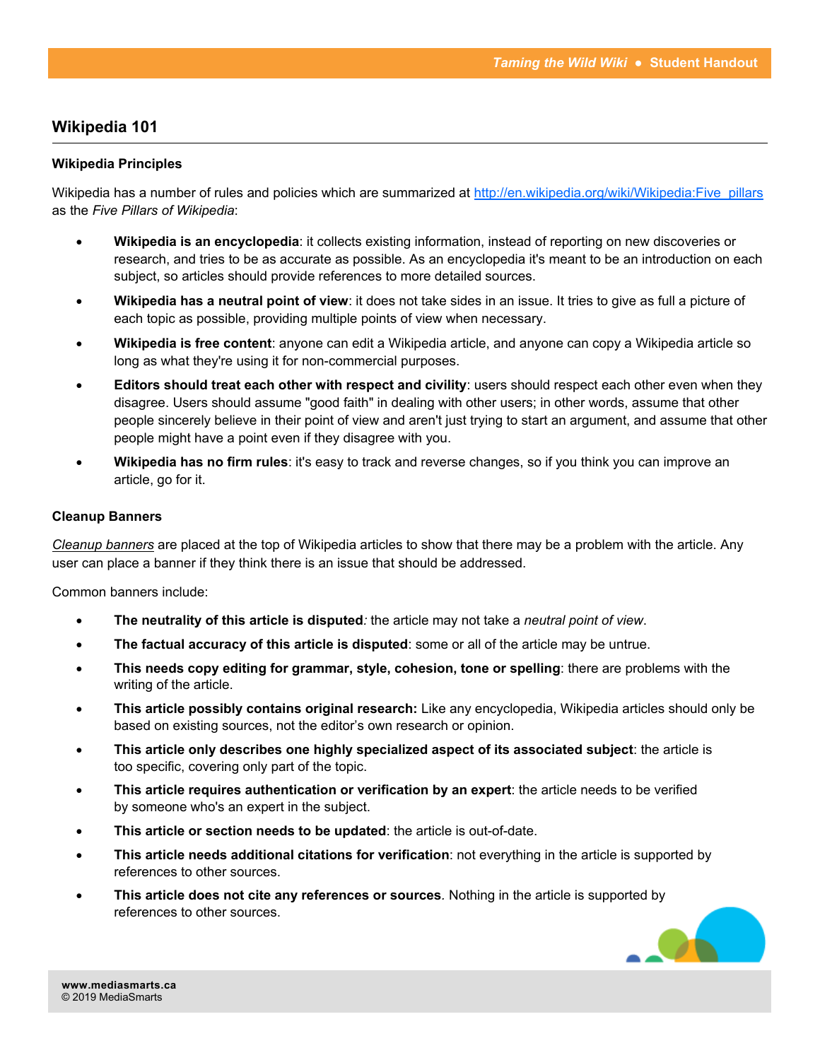## Wikipedia 101

### Wikipedia Principles

Wikipedia has a number of rules and policies which are summarized at http://en.wikipedia.org/wiki/Wikipedia:Five_pillars as the *Five Pillars of Wikipedia*:

- **Wikipedia is an encyclopedia**: it collects existing information, instead of reporting on new discoveries or research, and tries to be as accurate as possible. As an encyclopedia it's meant to be an introduction on each subject, so articles should provide references to more detailed sources.
- **Wikipedia has a neutral point of view**: it does not take sides in an issue. It tries to give as full a picture of each topic as possible, providing multiple points of view when necessary.
- **Wikipedia is free content**: anyone can edit a Wikipedia article, and anyone can copy a Wikipedia article so long as what they're using it for non-commercial purposes.
- **Editors should treat each other with respect and civility**: users should respect each other even when they disagree. Users should assume "good faith" in dealing with other users; in other words, assume that other people sincerely believe in their point of view and aren't just trying to start an argument, and assume that other people might have a point even if they disagree with you.
- **Wikipedia has no firm rules**: it's easy to track and reverse changes, so if you think you can improve an article, go for it.

### Cleanup Banners

*Cleanup banners* are placed at the top of Wikipedia articles to show that there may be a problem with the article. Any user can place a banner if they think there is an issue that should be addressed.

Common banners include:

- **The neutrality of this article is disputed***:* the article may not take a *neutral point of view*.
- **The factual accuracy of this article is disputed**: some or all of the article may be untrue.
- **This needs copy editing for grammar, style, cohesion, tone or spelling**: there are problems with the writing of the article.
- **This article possibly contains original research:** Like any encyclopedia, Wikipedia articles should only be based on existing sources, not the editor's own research or opinion.
- **This article only describes one highly specialized aspect of its associated subject**: the article is too specific, covering only part of the topic.
- **This article requires authentication or verification by an expert**: the article needs to be verified by someone who's an expert in the subject.
- **This article or section needs to be updated**: the article is out-of-date.
- **This article needs additional citations for verification**: not everything in the article is supported by references to other sources.
- **This article does not cite any references or sources**. Nothing in the article is supported by references to other sources.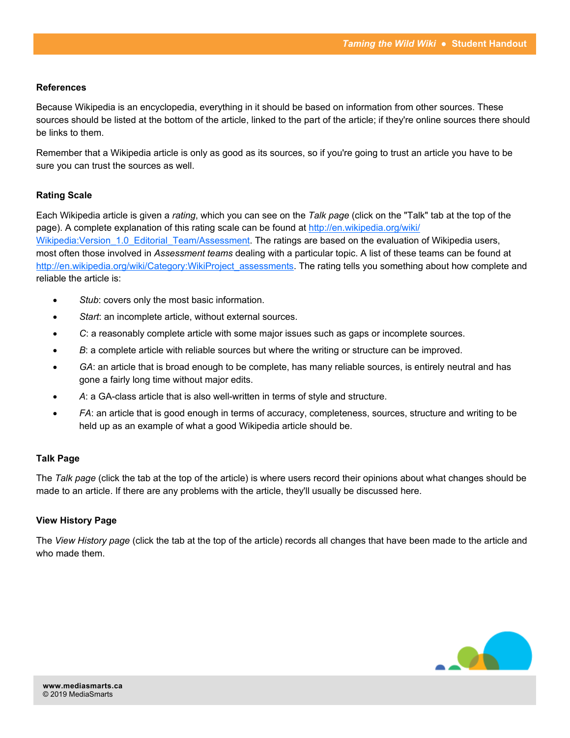### References

Because Wikipedia is an encyclopedia, everything in it should be based on information from other sources. These sources should be listed at the bottom of the article, linked to the part of the article; if they're online sources there should be links to them.

Remember that a Wikipedia article is only as good as its sources, so if you're going to trust an article you have to be sure you can trust the sources as well.

### Rating Scale

Each Wikipedia article is given a *rating*, which you can see on the *Talk page* (click on the "Talk" tab at the top of the page). A complete explanation of this rating scale can be found at [http://en.wikipedia.org/wiki/Wikipedia:Version_1.0_Editorial_Team/Assessment](http://en.wikipedia.org/wiki/Wikipedia:Version_1.0_Editorial_Team/Assessment). The ratings are based on the evaluation of Wikipedia users, most often those involved in *Assessment teams* dealing with a particular topic. A list of these teams can be found at [http://en.wikipedia.org/wiki/Category:WikiProject_assessments](http://en.wikipedia.org/wiki/Category:WikiProject_assessments). The rating tells you something about how complete and reliable the article is:

- *Stub*: covers only the most basic information.
- *Start*: an incomplete article, without external sources.
- *C*: a reasonably complete article with some major issues such as gaps or incomplete sources.
- *B*: a complete article with reliable sources but where the writing or structure can be improved.
- *GA*: an article that is broad enough to be complete, has many reliable sources, is entirely neutral and has gone a fairly long time without major edits.
- *A*: a GA-class article that is also well-written in terms of style and structure.
- *FA*: an article that is good enough in terms of accuracy, completeness, sources, structure and writing to be held up as an example of what a good Wikipedia article should be.

### Talk Page

The *Talk page* (click the tab at the top of the article) is where users record their opinions about what changes should be made to an article. If there are any problems with the article, they'll usually be discussed here.

### View History Page

The *View History page* (click the tab at the top of the article) records all changes that have been made to the article and who made them.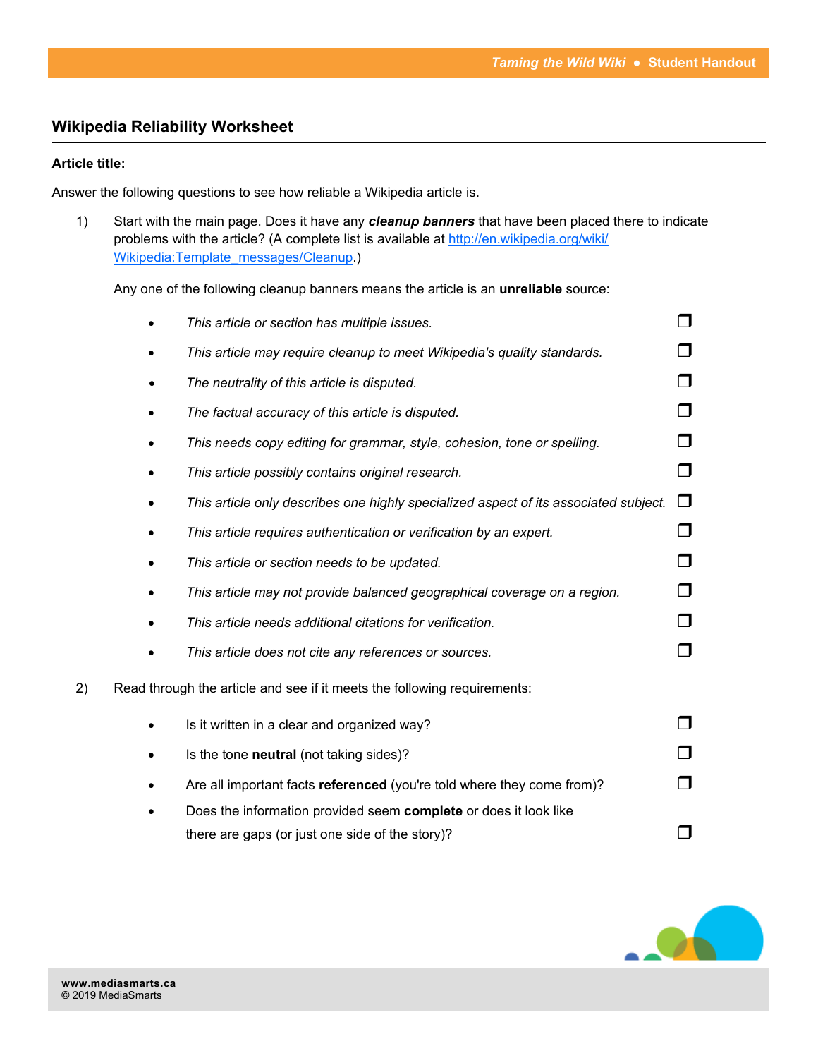## Wikipedia Reliability Worksheet

**Article title:**

Answer the following questions to see how reliable a Wikipedia article is.

1) Start with the main page. Does it have any ***cleanup banners*** that have been placed there to indicate problems with the article? (A complete list is available at [http://en.wikipedia.org/wiki/Wikipedia:Template_messages/Cleanup](http://en.wikipedia.org/wiki/Wikipedia:Template_messages/Cleanup).)

   Any one of the following cleanup banners means the article is an **unreliable** source:

   - *This article or section has multiple issues.* ❒
   - *This article may require cleanup to meet Wikipedia's quality standards.* ❒
   - *The neutrality of this article is disputed.* ❒
   - *The factual accuracy of this article is disputed.* ❒
   - *This needs copy editing for grammar, style, cohesion, tone or spelling.* ❒
   - *This article possibly contains original research.* ❒
   - *This article only describes one highly specialized aspect of its associated subject.* ❒
   - *This article requires authentication or verification by an expert.* ❒
   - *This article or section needs to be updated.* ❒
   - *This article may not provide balanced geographical coverage on a region.* ❒
   - *This article needs additional citations for verification.* ❒
   - *This article does not cite any references or sources.* ❒

2) Read through the article and see if it meets the following requirements:

   - Is it written in a clear and organized way? ❒
   - Is the tone **neutral** (not taking sides)? ❒
   - Are all important facts **referenced** (you're told where they come from)? ❒
   - Does the information provided seem **complete** or does it look like there are gaps (or just one side of the story)? ❒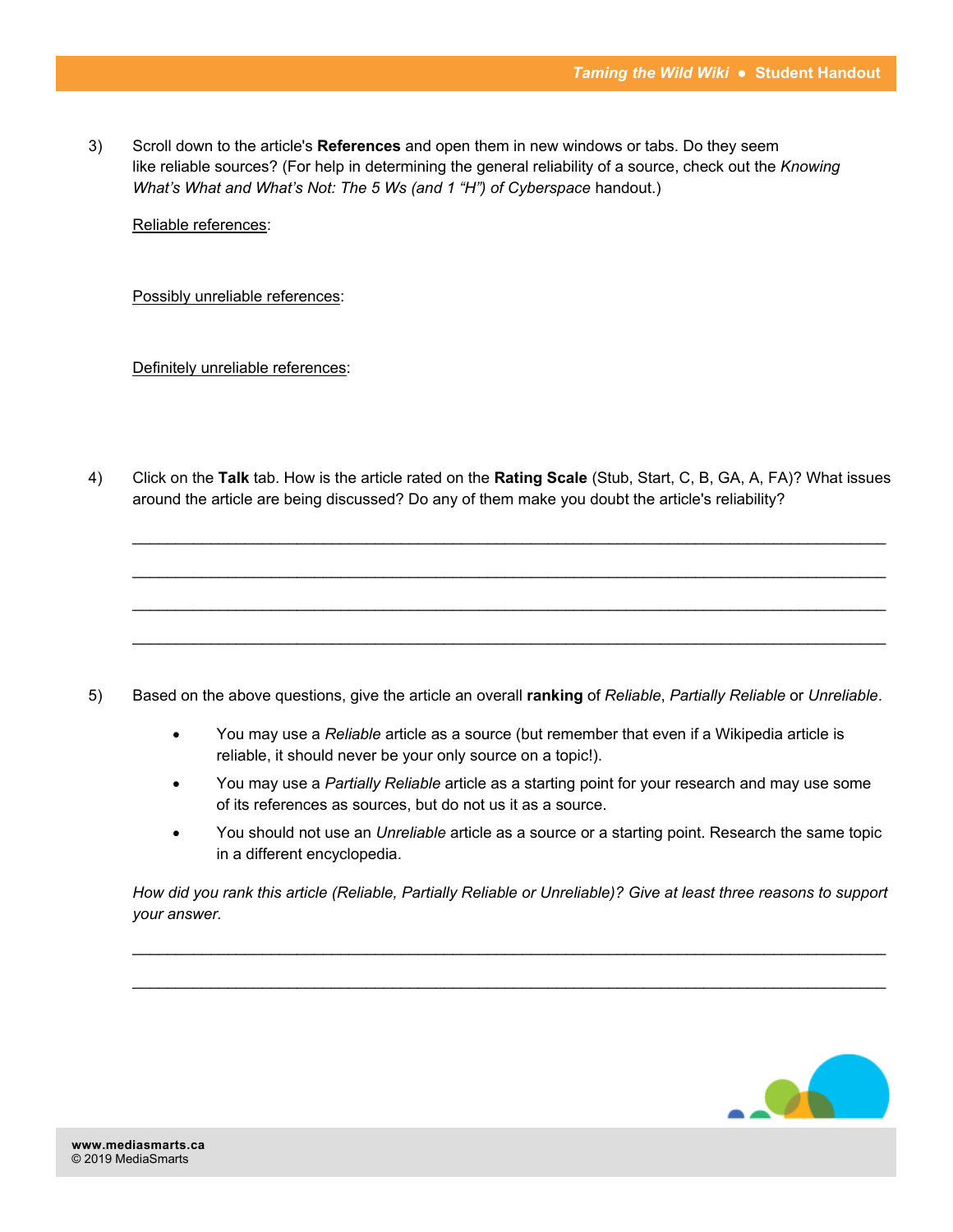3) Scroll down to the article's **References** and open them in new windows or tabs. Do they seem like reliable sources? (For help in determining the general reliability of a source, check out the *Knowing What's What and What's Not: The 5 Ws (and 1 "H") of Cyberspace* handout.)

Reliable references:

Possibly unreliable references:

Definitely unreliable references:

4) Click on the **Talk** tab. How is the article rated on the **Rating Scale** (Stub, Start, C, B, GA, A, FA)? What issues around the article are being discussed? Do any of them make you doubt the article's reliability?

______________________________________________________________________________

______________________________________________________________________________

______________________________________________________________________________

______________________________________________________________________________

5) Based on the above questions, give the article an overall **ranking** of *Reliable*, *Partially Reliable* or *Unreliable*.

- You may use a *Reliable* article as a source (but remember that even if a Wikipedia article is reliable, it should never be your only source on a topic!).
- You may use a *Partially Reliable* article as a starting point for your research and may use some of its references as sources, but do not us it as a source.
- You should not use an *Unreliable* article as a source or a starting point. Research the same topic in a different encyclopedia.

*How did you rank this article (Reliable, Partially Reliable or Unreliable)? Give at least three reasons to support your answer.*

______________________________________________________________________________

______________________________________________________________________________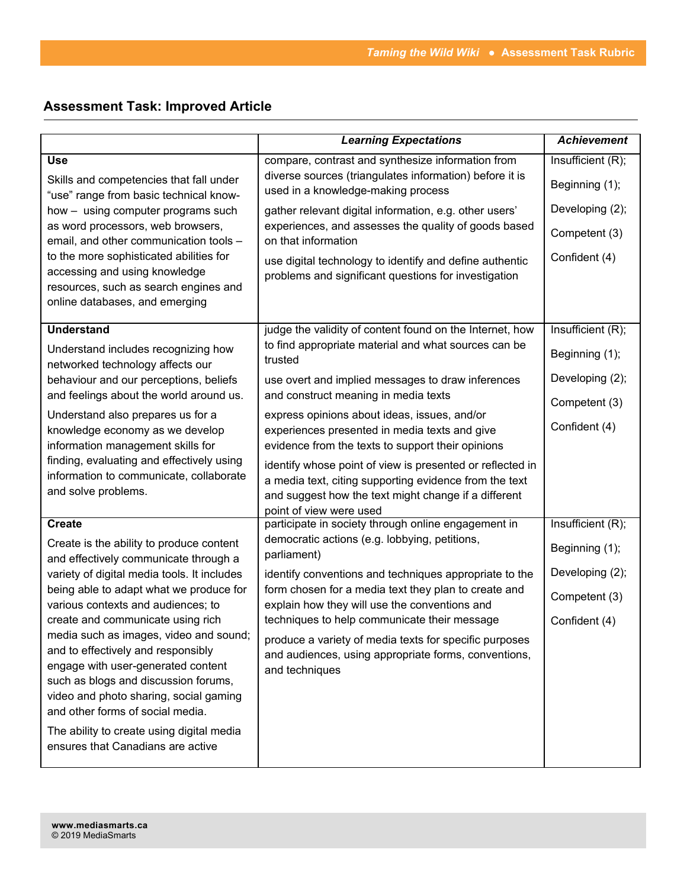## Assessment Task: Improved Article

| | *Learning Expectations* | *Achievement* |
|---|---|---|
| **Use**<br><br>Skills and competencies that fall under "use" range from basic technical know-how – using computer programs such as word processors, web browsers, email, and other communication tools – to the more sophisticated abilities for accessing and using knowledge resources, such as search engines and online databases, and emerging | compare, contrast and synthesize information from diverse sources (triangulates information) before it is used in a knowledge-making process<br><br>gather relevant digital information, e.g. other users' experiences, and assesses the quality of goods based on that information<br><br>use digital technology to identify and define authentic problems and significant questions for investigation | Insufficient (R);<br><br>Beginning (1);<br><br>Developing (2);<br><br>Competent (3)<br><br>Confident (4) |
| **Understand**<br><br>Understand includes recognizing how networked technology affects our behaviour and our perceptions, beliefs and feelings about the world around us.<br><br>Understand also prepares us for a knowledge economy as we develop information management skills for finding, evaluating and effectively using information to communicate, collaborate and solve problems. | judge the validity of content found on the Internet, how to find appropriate material and what sources can be trusted<br><br>use overt and implied messages to draw inferences and construct meaning in media texts<br><br>express opinions about ideas, issues, and/or experiences presented in media texts and give evidence from the texts to support their opinions<br><br>identify whose point of view is presented or reflected in a media text, citing supporting evidence from the text and suggest how the text might change if a different point of view were used | Insufficient (R);<br><br>Beginning (1);<br><br>Developing (2);<br><br>Competent (3)<br><br>Confident (4) |
| **Create**<br><br>Create is the ability to produce content and effectively communicate through a variety of digital media tools. It includes being able to adapt what we produce for various contexts and audiences; to create and communicate using rich media such as images, video and sound; and to effectively and responsibly engage with user-generated content such as blogs and discussion forums, video and photo sharing, social gaming and other forms of social media.<br><br>The ability to create using digital media ensures that Canadians are active | participate in society through online engagement in democratic actions (e.g. lobbying, petitions, parliament)<br><br>identify conventions and techniques appropriate to the form chosen for a media text they plan to create and explain how they will use the conventions and techniques to help communicate their message<br><br>produce a variety of media texts for specific purposes and audiences, using appropriate forms, conventions, and techniques | Insufficient (R);<br><br>Beginning (1);<br><br>Developing (2);<br><br>Competent (3)<br><br>Confident (4) |